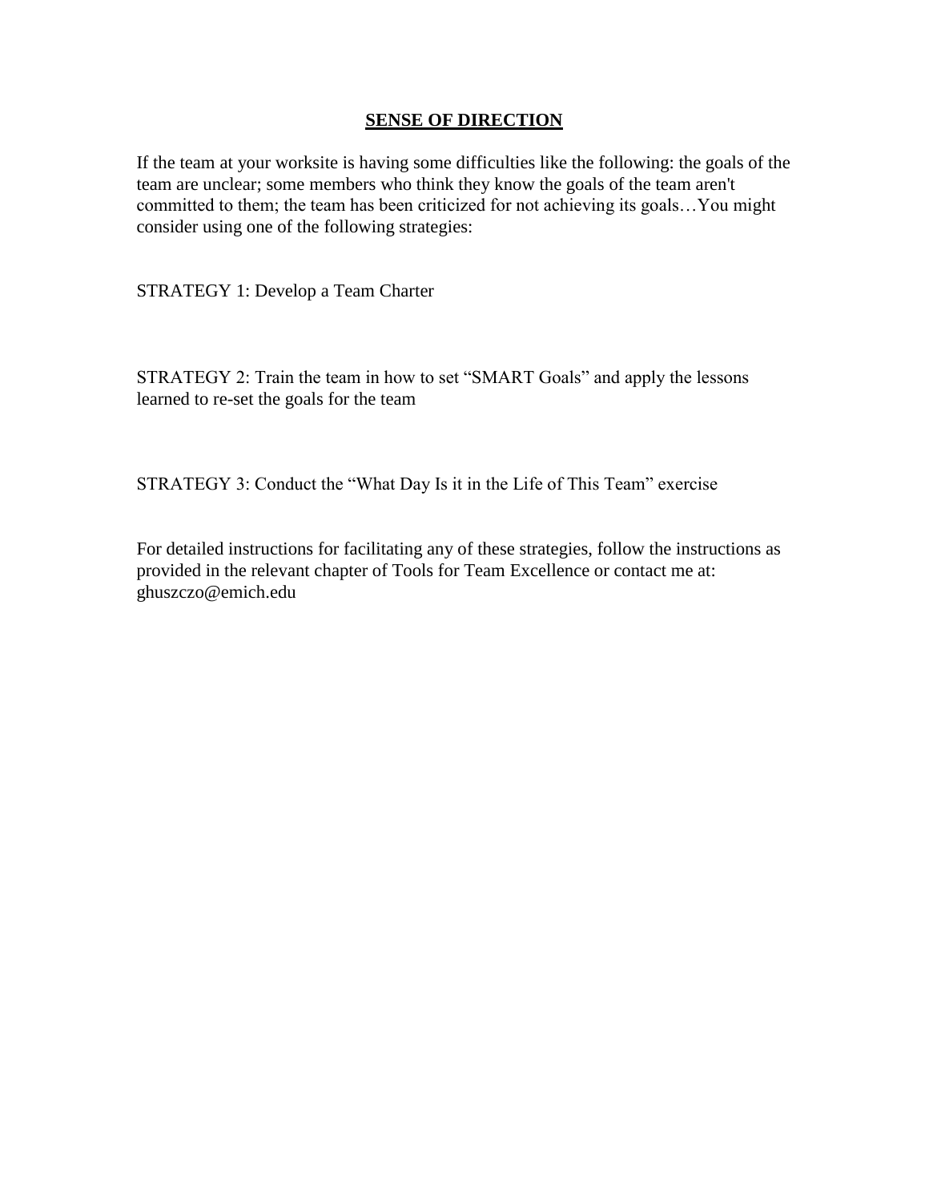# SENSE OF DIRECTION

If the team at your worksite is having some difficulties like the following: the goals of the team are unclear; some members who think they know the goals of the team aren't committed to them; the team has been criticized for not achieving its goals…You might consider using one of the following strategies:

STRATEGY 1: Develop a Team Charter

STRATEGY 2: Train the team in how to set "SMART Goals" and apply the lessons learned to re-set the goals for the team

STRATEGY 3: Conduct the "What Day Is it in the Life of This Team" exercise

For detailed instructions for facilitating any of these strategies, follow the instructions as provided in the relevant chapter of Tools for Team Excellence or contact me at: ghuszczo@emich.edu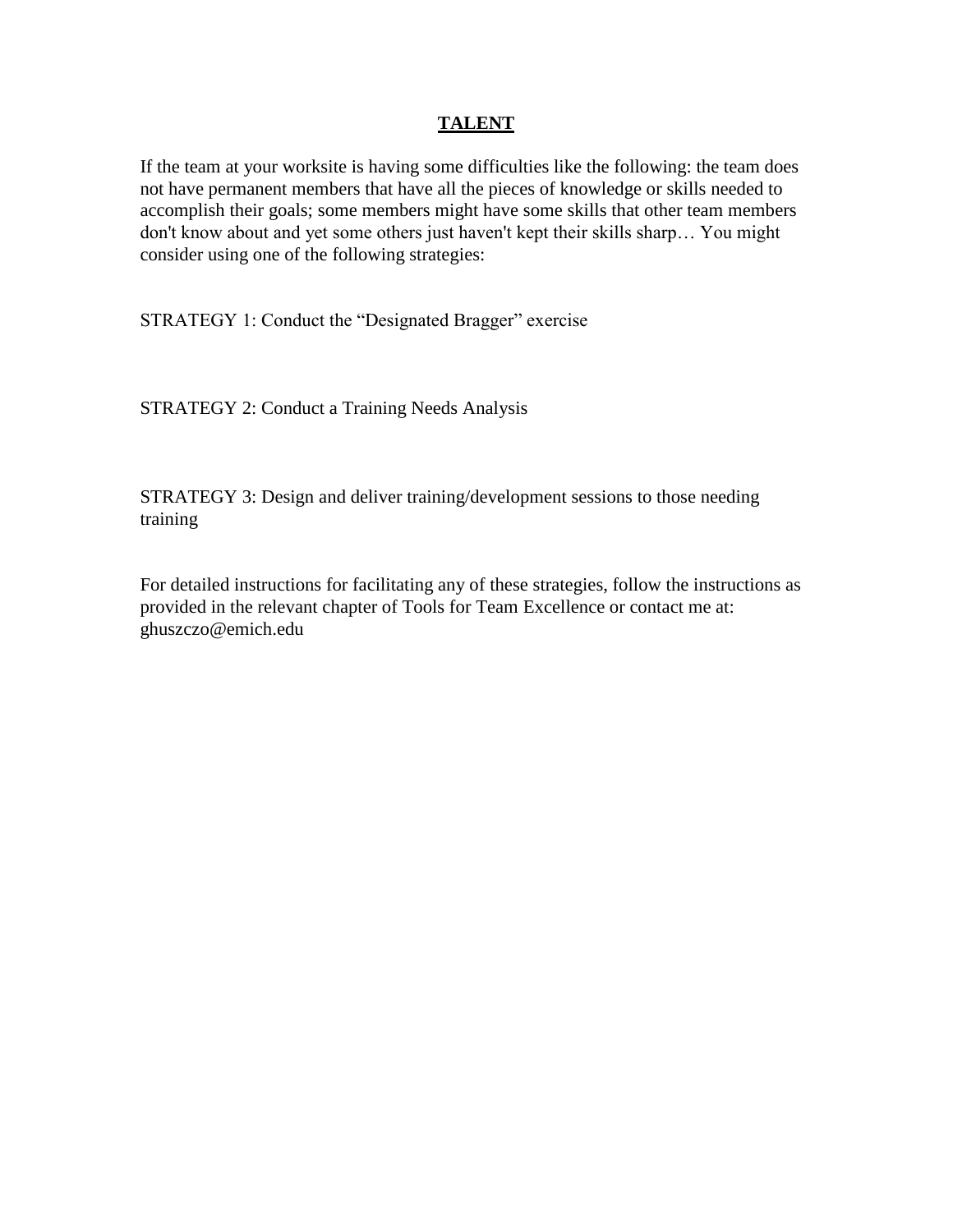# **TALENT**

If the team at your worksite is having some difficulties like the following: the team does not have permanent members that have all the pieces of knowledge or skills needed to accomplish their goals; some members might have some skills that other team members don't know about and yet some others just haven't kept their skills sharp… You might consider using one of the following strategies:

STRATEGY 1: Conduct the "Designated Bragger" exercise

STRATEGY 2: Conduct a Training Needs Analysis

STRATEGY 3: Design and deliver training/development sessions to those needing training

For detailed instructions for facilitating any of these strategies, follow the instructions as provided in the relevant chapter of Tools for Team Excellence or contact me at: ghuszczo@emich.edu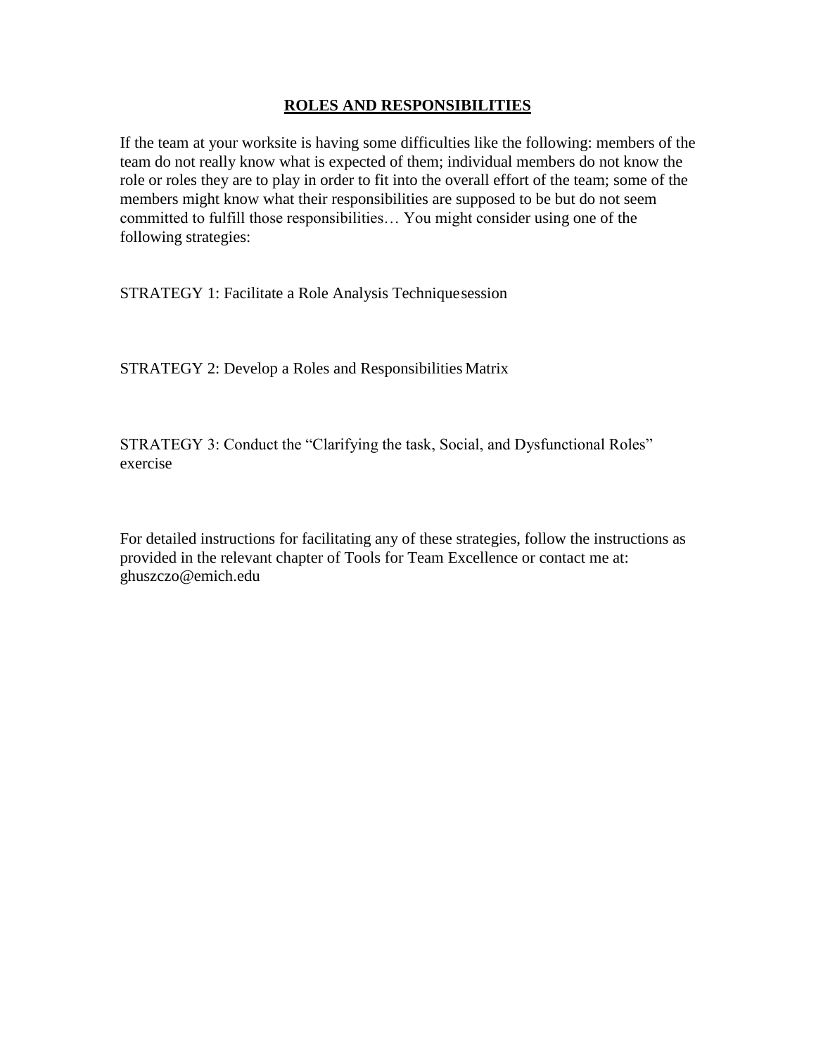## ROLES AND RESPONSIBILITIES

If the team at your worksite is having some difficulties like the following: members of the team do not really know what is expected of them; individual members do not know the role or roles they are to play in order to fit into the overall effort of the team; some of the members might know what their responsibilities are supposed to be but do not seem committed to fulfill those responsibilities… You might consider using one of the following strategies:

STRATEGY 1: Facilitate a Role Analysis Technique session

STRATEGY 2: Develop a Roles and Responsibilities Matrix

STRATEGY 3: Conduct the "Clarifying the task, Social, and Dysfunctional Roles" exercise

For detailed instructions for facilitating any of these strategies, follow the instructions as provided in the relevant chapter of Tools for Team Excellence or contact me at: ghuszczo@emich.edu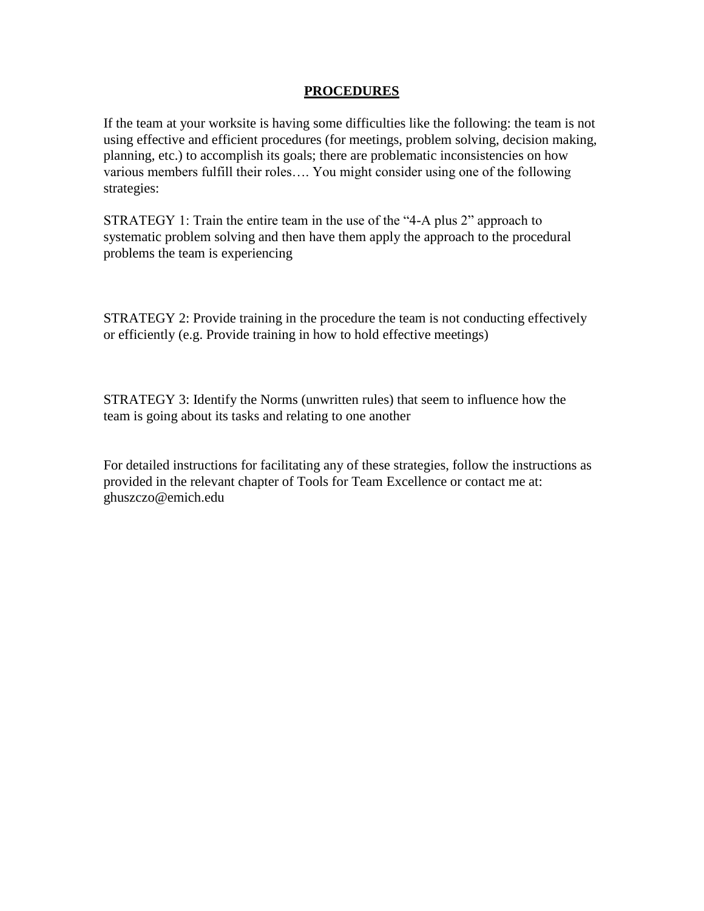# PROCEDURES

If the team at your worksite is having some difficulties like the following: the team is not using effective and efficient procedures (for meetings, problem solving, decision making, planning, etc.) to accomplish its goals; there are problematic inconsistencies on how various members fulfill their roles…. You might consider using one of the following strategies:

STRATEGY 1: Train the entire team in the use of the "4-A plus 2" approach to systematic problem solving and then have them apply the approach to the procedural problems the team is experiencing

STRATEGY 2: Provide training in the procedure the team is not conducting effectively or efficiently (e.g. Provide training in how to hold effective meetings)

STRATEGY 3: Identify the Norms (unwritten rules) that seem to influence how the team is going about its tasks and relating to one another

For detailed instructions for facilitating any of these strategies, follow the instructions as provided in the relevant chapter of Tools for Team Excellence or contact me at: ghuszczo@emich.edu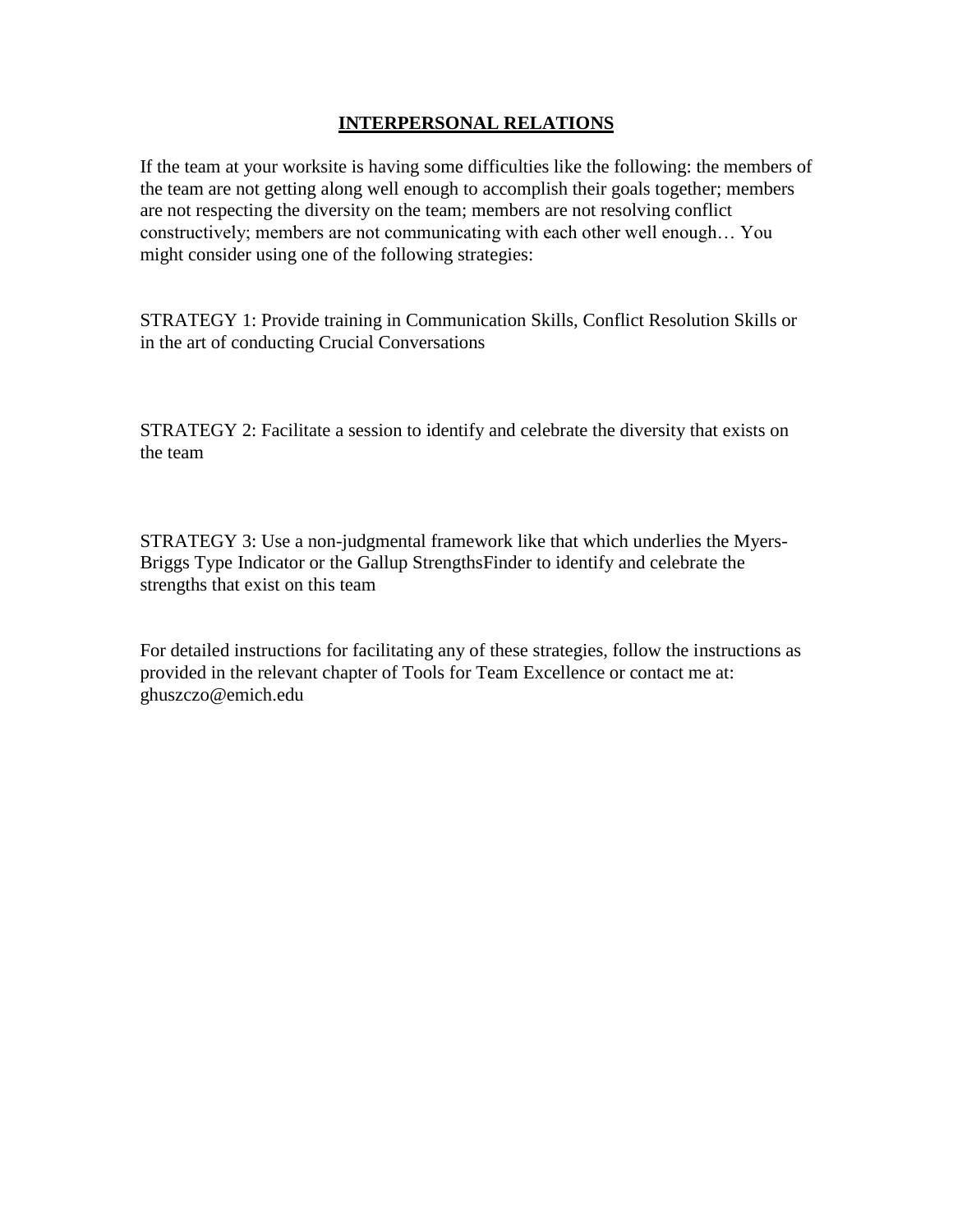## INTERPERSONAL RELATIONS

If the team at your worksite is having some difficulties like the following: the members of the team are not getting along well enough to accomplish their goals together; members are not respecting the diversity on the team; members are not resolving conflict constructively; members are not communicating with each other well enough… You might consider using one of the following strategies:

STRATEGY 1: Provide training in Communication Skills, Conflict Resolution Skills or in the art of conducting Crucial Conversations

STRATEGY 2: Facilitate a session to identify and celebrate the diversity that exists on the team

STRATEGY 3: Use a non-judgmental framework like that which underlies the Myers-Briggs Type Indicator or the Gallup StrengthsFinder to identify and celebrate the strengths that exist on this team

For detailed instructions for facilitating any of these strategies, follow the instructions as provided in the relevant chapter of Tools for Team Excellence or contact me at: ghuszczo@emich.edu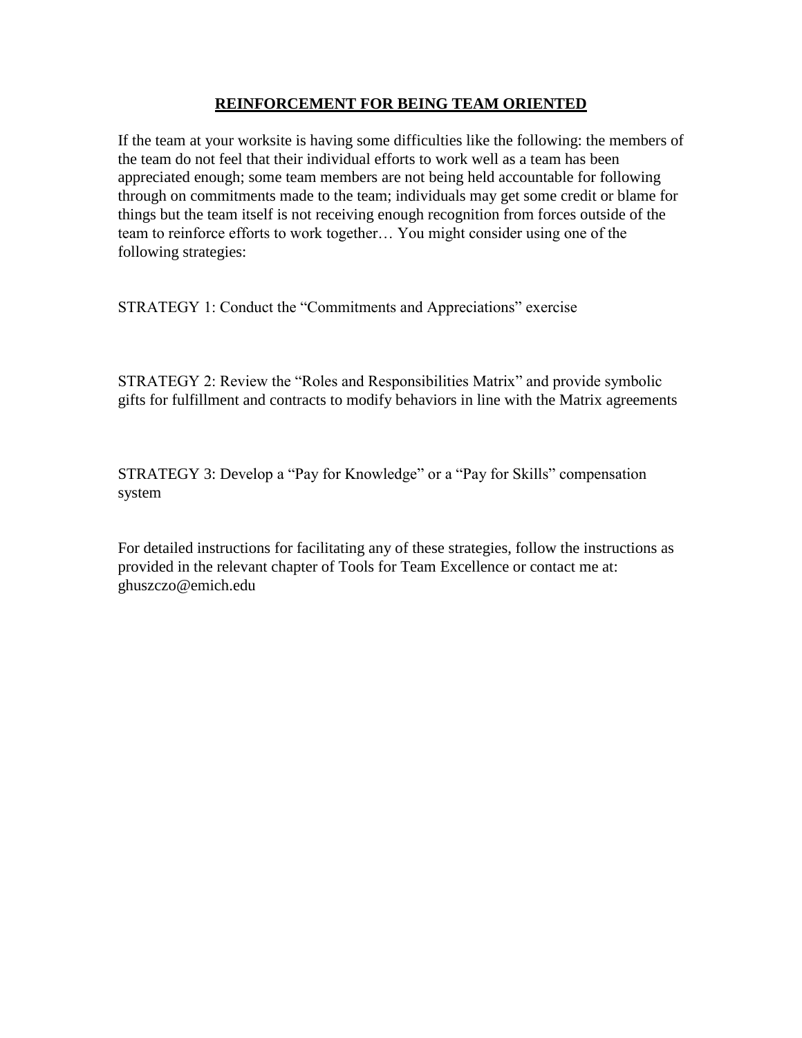# REINFORCEMENT FOR BEING TEAM ORIENTED

If the team at your worksite is having some difficulties like the following: the members of the team do not feel that their individual efforts to work well as a team has been appreciated enough; some team members are not being held accountable for following through on commitments made to the team; individuals may get some credit or blame for things but the team itself is not receiving enough recognition from forces outside of the team to reinforce efforts to work together… You might consider using one of the following strategies:

STRATEGY 1: Conduct the "Commitments and Appreciations" exercise

STRATEGY 2: Review the "Roles and Responsibilities Matrix" and provide symbolic gifts for fulfillment and contracts to modify behaviors in line with the Matrix agreements

STRATEGY 3: Develop a "Pay for Knowledge" or a "Pay for Skills" compensation system

For detailed instructions for facilitating any of these strategies, follow the instructions as provided in the relevant chapter of Tools for Team Excellence or contact me at: ghuszczo@emich.edu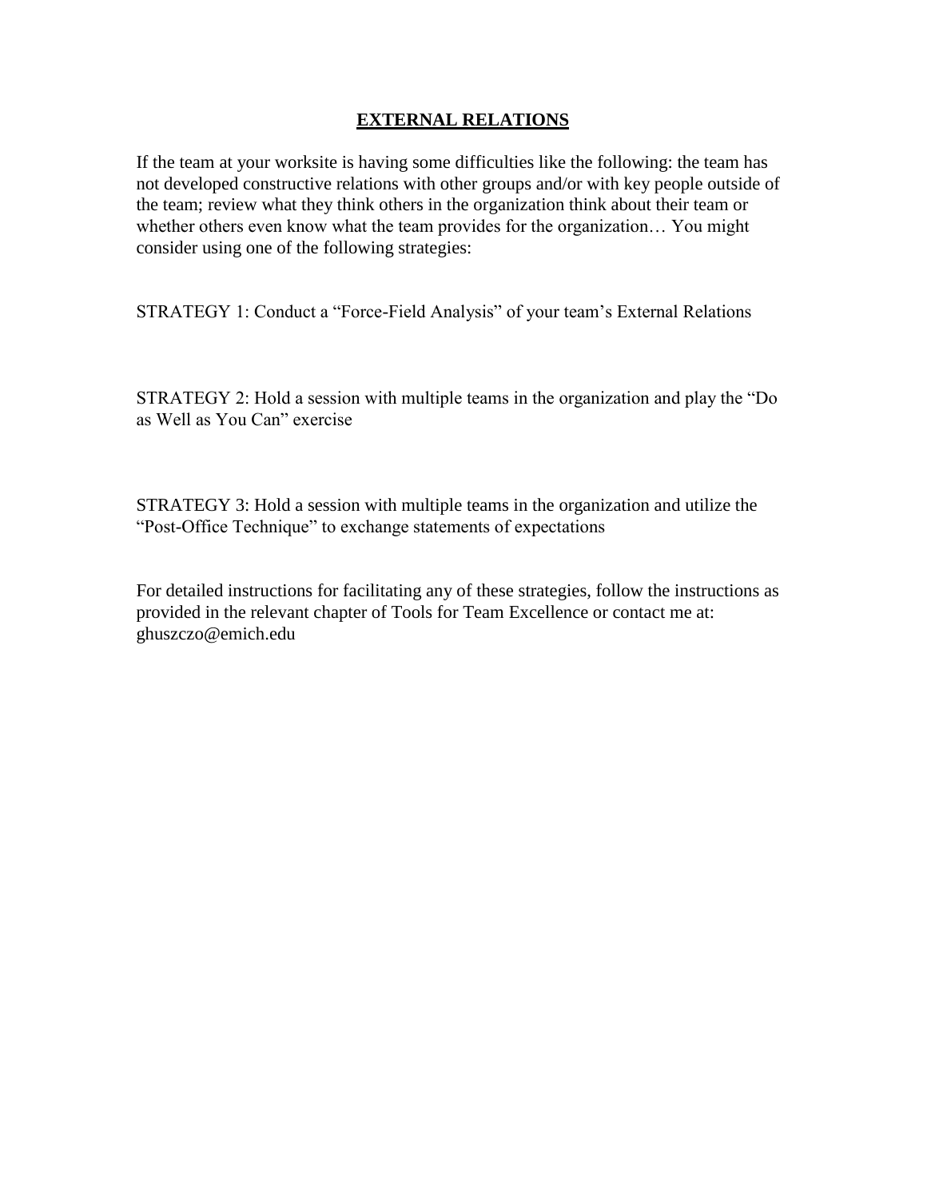## EXTERNAL RELATIONS

If the team at your worksite is having some difficulties like the following: the team has not developed constructive relations with other groups and/or with key people outside of the team; review what they think others in the organization think about their team or whether others even know what the team provides for the organization… You might consider using one of the following strategies:

STRATEGY 1: Conduct a "Force-Field Analysis" of your team's External Relations

STRATEGY 2: Hold a session with multiple teams in the organization and play the "Do as Well as You Can" exercise

STRATEGY 3: Hold a session with multiple teams in the organization and utilize the "Post-Office Technique" to exchange statements of expectations

For detailed instructions for facilitating any of these strategies, follow the instructions as provided in the relevant chapter of Tools for Team Excellence or contact me at: ghuszczo@emich.edu